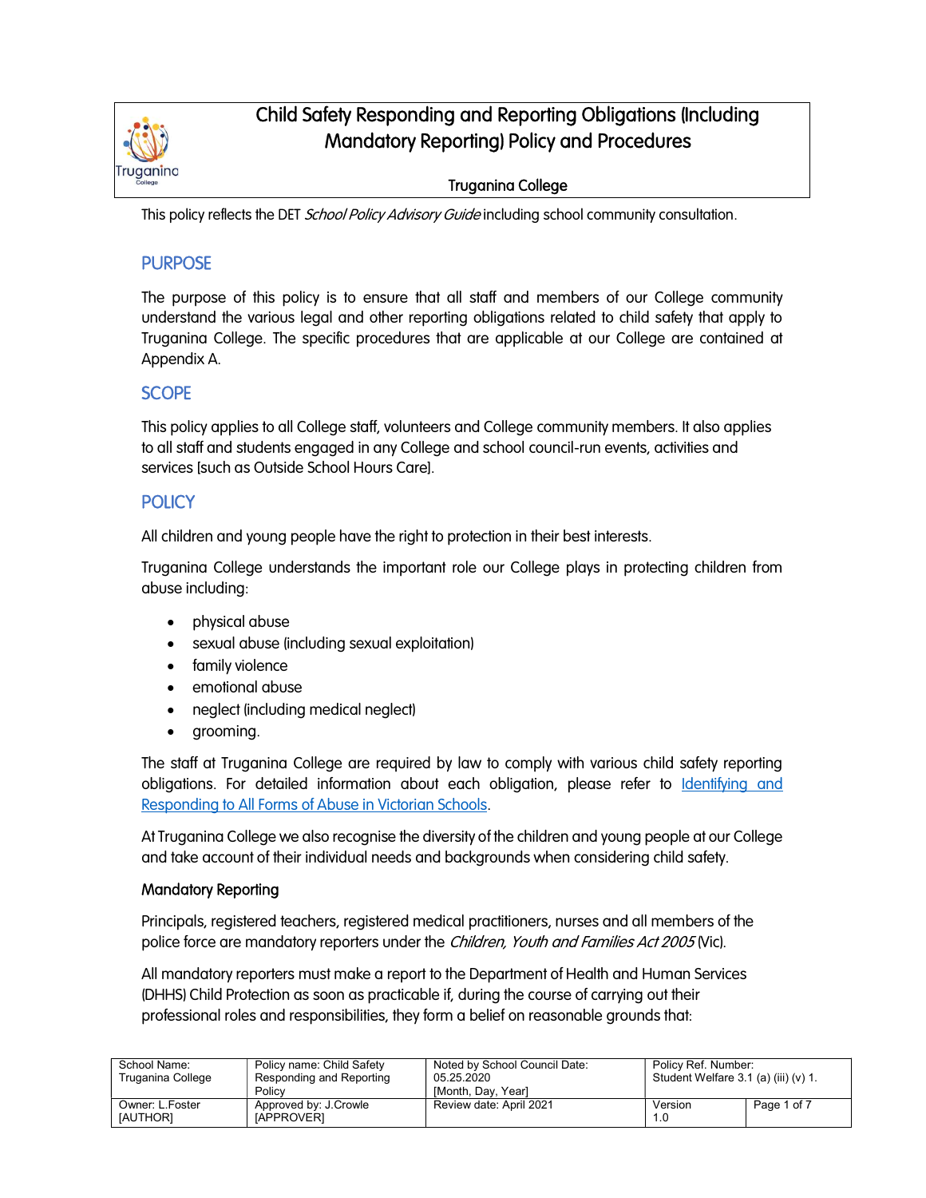# Child Safety Responding and Reporting Obligations (Including Mandatory Reporting) Policy and Procedures

Truganina College

This policy reflects the DET *School Policy Advisory Guide* including school community consultation.

## PURPOSE

The purpose of this policy is to ensure that all staff and members of our College community understand the various legal and other reporting obligations related to child safety that apply to Truganina College. The specific procedures that are applicable at our College are contained at Appendix A.

## SCOPE

This policy applies to all College staff, volunteers and College community members. It also applies to all staff and students engaged in any College and school council-run events, activities and services [such as Outside School Hours Care].

## POLICY

All children and young people have the right to protection in their best interests.

Truganina College understands the important role our College plays in protecting children from abuse including:

- physical abuse
- sexual abuse (including sexual exploitation)
- family violence
- emotional abuse
- neglect (including medical neglect)
- grooming.

The staff at Truganina College are required by law to comply with various child safety reporting obligations. For detailed information about each obligation, please refer to [Identifying and Responding to All Forms of Abuse in Victorian Schools]().

At Truganina College we also recognise the diversity of the children and young people at our College and take account of their individual needs and backgrounds when considering child safety.

### Mandatory Reporting

Principals, registered teachers, registered medical practitioners, nurses and all members of the police force are mandatory reporters under the *Children, Youth and Families Act 2005* (Vic).

All mandatory reporters must make a report to the Department of Health and Human Services (DHHS) Child Protection as soon as practicable if, during the course of carrying out their professional roles and responsibilities, they form a belief on reasonable grounds that:

| School Name: Truganina College | Policy name: Child Safety Responding and Reporting Policy | Noted by School Council Date: 05.25.2020 [Month, Day, Year] | Policy Ref. Number: Student Welfare 3.1 (a) (iii) (v) 1. | |
|---|---|---|---|---|
| Owner: L.Foster [AUTHOR] | Approved by: J.Crowle [APPROVER] | Review date: April 2021 | Version 1.0 | |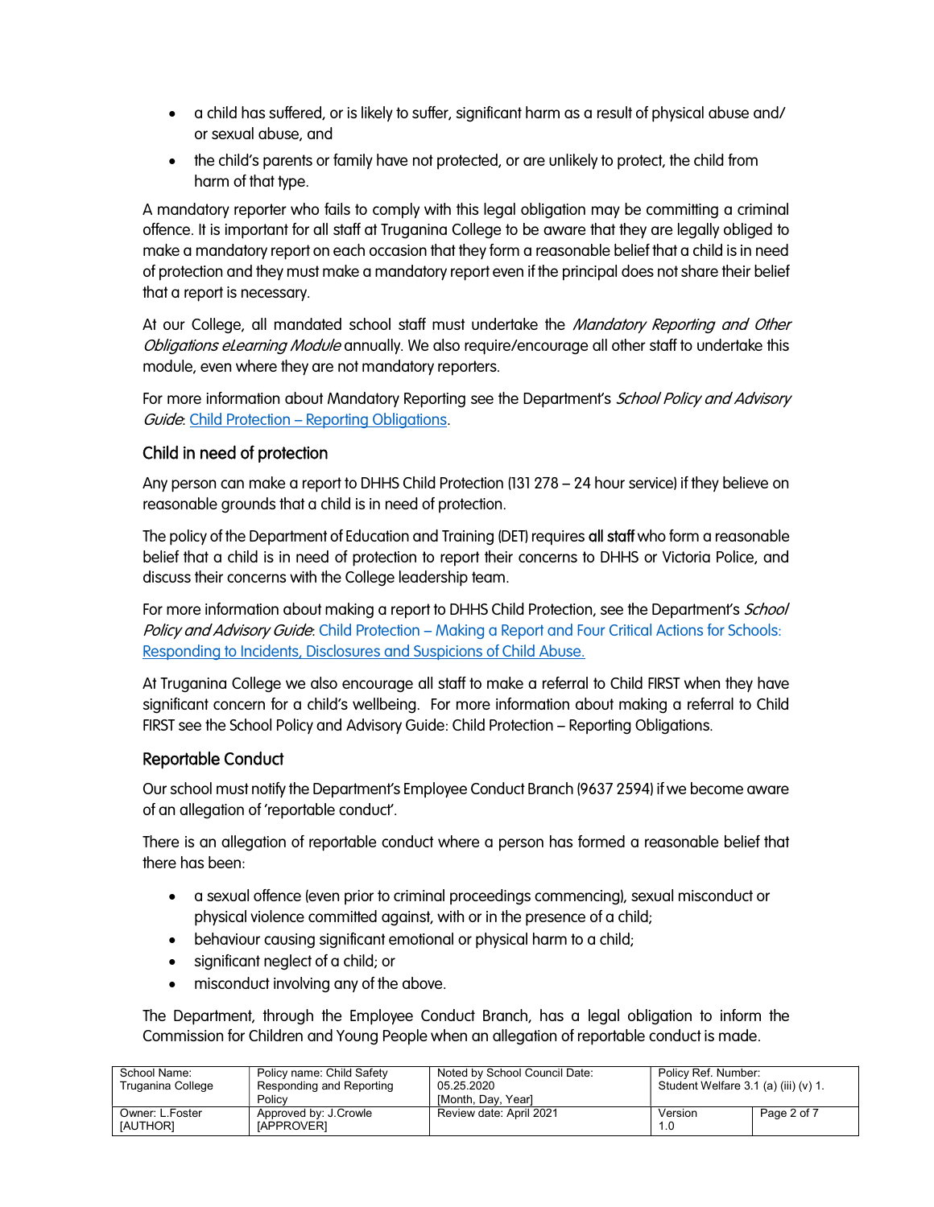- a child has suffered, or is likely to suffer, significant harm as a result of physical abuse and/ or sexual abuse, and
- the child's parents or family have not protected, or are unlikely to protect, the child from harm of that type.

A mandatory reporter who fails to comply with this legal obligation may be committing a criminal offence. It is important for all staff at Truganina College to be aware that they are legally obliged to make a mandatory report on each occasion that they form a reasonable belief that a child is in need of protection and they must make a mandatory report even if the principal does not share their belief that a report is necessary.

At our College, all mandated school staff must undertake the *Mandatory Reporting and Other Obligations eLearning Module* annually. We also require/encourage all other staff to undertake this module, even where they are not mandatory reporters.

For more information about Mandatory Reporting see the Department's *School Policy and Advisory Guide*: Child Protection – Reporting Obligations.

## Child in need of protection

Any person can make a report to DHHS Child Protection (131 278 – 24 hour service) if they believe on reasonable grounds that a child is in need of protection.

The policy of the Department of Education and Training (DET) requires **all staff** who form a reasonable belief that a child is in need of protection to report their concerns to DHHS or Victoria Police, and discuss their concerns with the College leadership team.

For more information about making a report to DHHS Child Protection, see the Department's *School Policy and Advisory Guide*: Child Protection – Making a Report and Four Critical Actions for Schools: Responding to Incidents, Disclosures and Suspicions of Child Abuse.

At Truganina College we also encourage all staff to make a referral to Child FIRST when they have significant concern for a child's wellbeing. For more information about making a referral to Child FIRST see the School Policy and Advisory Guide: Child Protection – Reporting Obligations.

## Reportable Conduct

Our school must notify the Department's Employee Conduct Branch (9637 2594) if we become aware of an allegation of 'reportable conduct'.

There is an allegation of reportable conduct where a person has formed a reasonable belief that there has been:

- a sexual offence (even prior to criminal proceedings commencing), sexual misconduct or physical violence committed against, with or in the presence of a child;
- behaviour causing significant emotional or physical harm to a child;
- significant neglect of a child; or
- misconduct involving any of the above.

The Department, through the Employee Conduct Branch, has a legal obligation to inform the Commission for Children and Young People when an allegation of reportable conduct is made.

| School Name: Truganina College | Policy name: Child Safety Responding and Reporting Policy | Noted by School Council Date: 05.25.2020 [Month, Day, Year] | Policy Ref. Number: Student Welfare 3.1 (a) (iii) (v) 1. | |
|---|---|---|---|---|
| Owner: L.Foster [AUTHOR] | Approved by: J.Crowle [APPROVER] | Review date: April 2021 | Version 1.0 | Page 2 of 7 |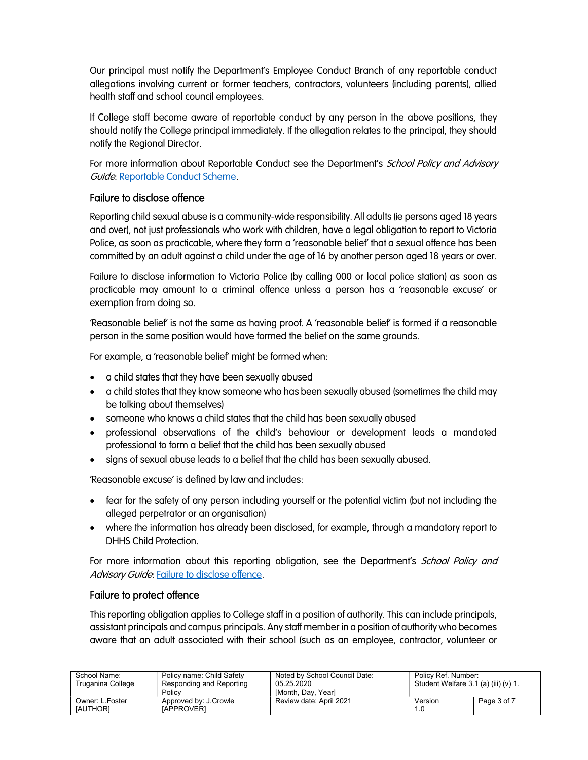Our principal must notify the Department's Employee Conduct Branch of any reportable conduct allegations involving current or former teachers, contractors, volunteers (including parents), allied health staff and school council employees.

If College staff become aware of reportable conduct by any person in the above positions, they should notify the College principal immediately. If the allegation relates to the principal, they should notify the Regional Director.

For more information about Reportable Conduct see the Department's *School Policy and Advisory Guide*: [Reportable Conduct Scheme](Reportable Conduct Scheme).

### Failure to disclose offence

Reporting child sexual abuse is a community-wide responsibility. All adults (ie persons aged 18 years and over), not just professionals who work with children, have a legal obligation to report to Victoria Police, as soon as practicable, where they form a 'reasonable belief' that a sexual offence has been committed by an adult against a child under the age of 16 by another person aged 18 years or over.

Failure to disclose information to Victoria Police (by calling 000 or local police station) as soon as practicable may amount to a criminal offence unless a person has a 'reasonable excuse' or exemption from doing so.

'Reasonable belief' is not the same as having proof. A 'reasonable belief' is formed if a reasonable person in the same position would have formed the belief on the same grounds.

For example, a 'reasonable belief' might be formed when:

- a child states that they have been sexually abused
- a child states that they know someone who has been sexually abused (sometimes the child may be talking about themselves)
- someone who knows a child states that the child has been sexually abused
- professional observations of the child's behaviour or development leads a mandated professional to form a belief that the child has been sexually abused
- signs of sexual abuse leads to a belief that the child has been sexually abused.

'Reasonable excuse' is defined by law and includes:

- fear for the safety of any person including yourself or the potential victim (but not including the alleged perpetrator or an organisation)
- where the information has already been disclosed, for example, through a mandatory report to DHHS Child Protection.

For more information about this reporting obligation, see the Department's *School Policy and Advisory Guide*: [Failure to disclose offence](Failure to disclose offence).

### Failure to protect offence

This reporting obligation applies to College staff in a position of authority. This can include principals, assistant principals and campus principals. Any staff member in a position of authority who becomes aware that an adult associated with their school (such as an employee, contractor, volunteer or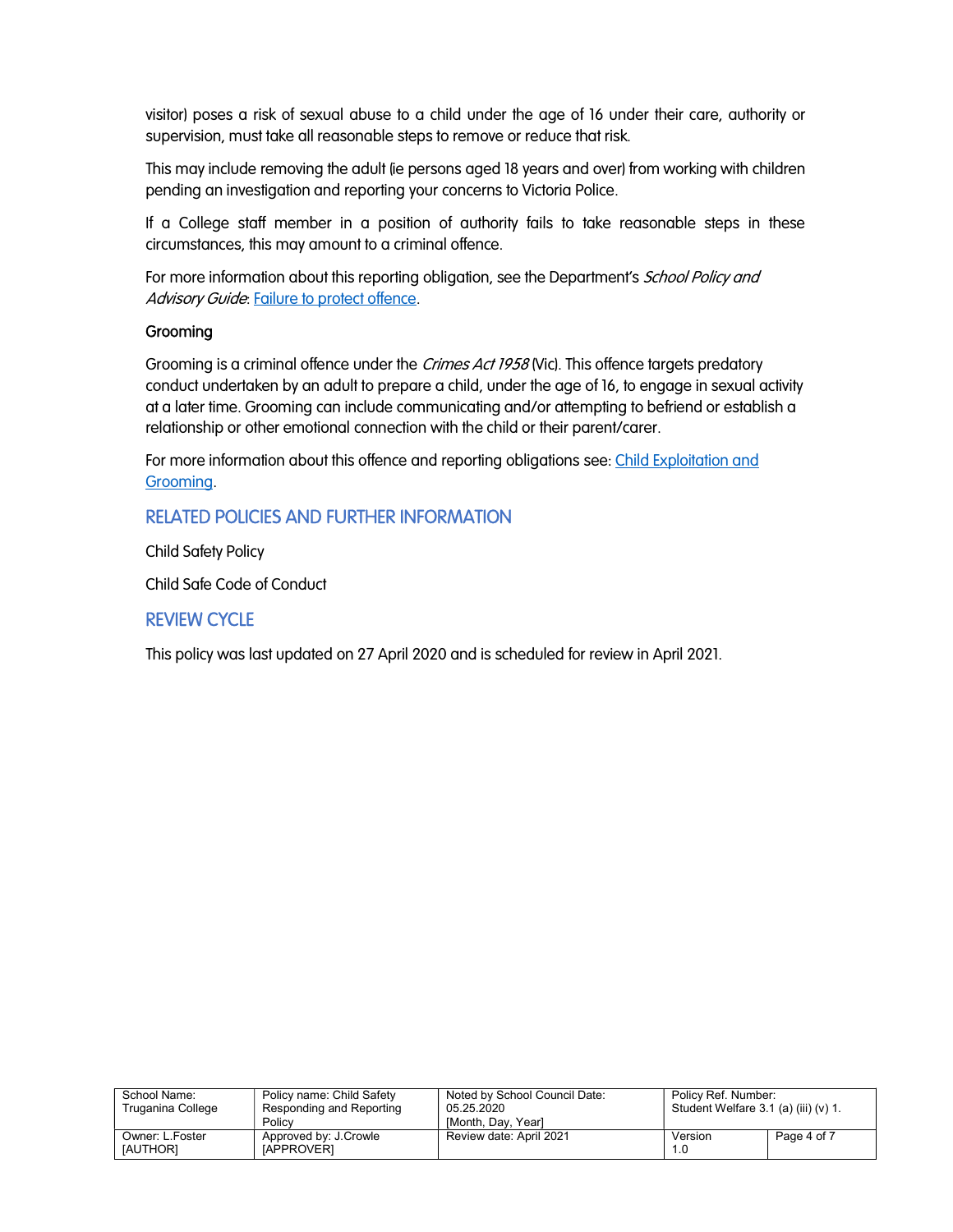visitor) poses a risk of sexual abuse to a child under the age of 16 under their care, authority or supervision, must take all reasonable steps to remove or reduce that risk.

This may include removing the adult (ie persons aged 18 years and over) from working with children pending an investigation and reporting your concerns to Victoria Police.

If a College staff member in a position of authority fails to take reasonable steps in these circumstances, this may amount to a criminal offence.

For more information about this reporting obligation, see the Department's *School Policy and Advisory Guide*: Failure to protect offence.

### Grooming

Grooming is a criminal offence under the *Crimes Act 1958* (Vic). This offence targets predatory conduct undertaken by an adult to prepare a child, under the age of 16, to engage in sexual activity at a later time. Grooming can include communicating and/or attempting to befriend or establish a relationship or other emotional connection with the child or their parent/carer.

For more information about this offence and reporting obligations see: Child Exploitation and Grooming.

## RELATED POLICIES AND FURTHER INFORMATION

Child Safety Policy

Child Safe Code of Conduct

## REVIEW CYCLE

This policy was last updated on 27 April 2020 and is scheduled for review in April 2021.

| School Name: Truganina College | Policy name: Child Safety Responding and Reporting Policy | Noted by School Council Date: 05.25.2020 [Month, Day, Year] | Policy Ref. Number: Student Welfare 3.1 (a) (iii) (v) 1. | |
|---|---|---|---|---|
| Owner: L.Foster [AUTHOR] | Approved by: J.Crowle [APPROVER] | Review date: April 2021 | Version 1.0 | Page 4 of 7 |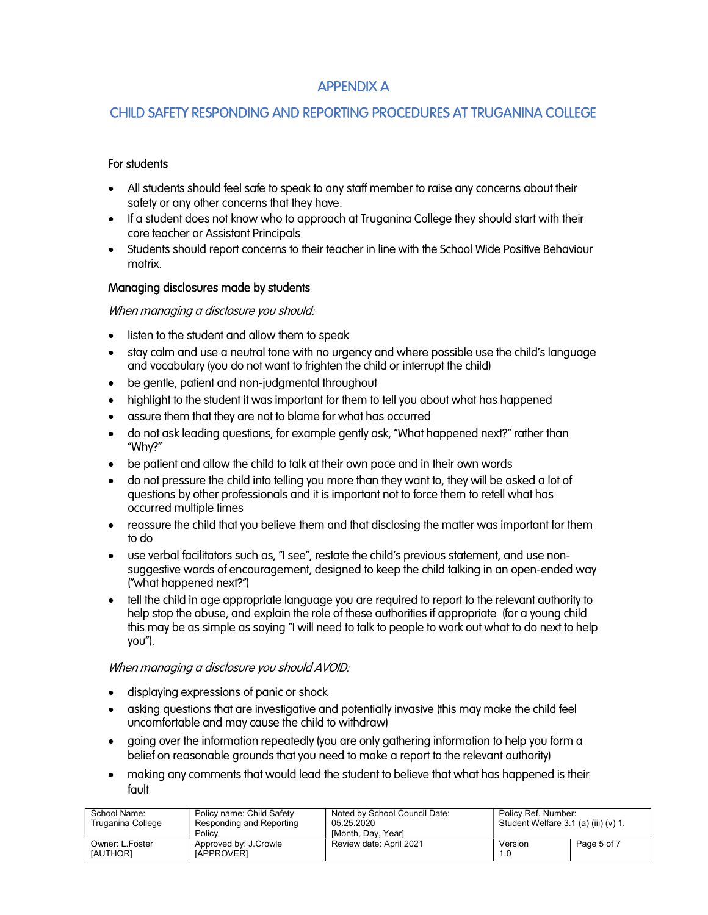# APPENDIX A

## CHILD SAFETY RESPONDING AND REPORTING PROCEDURES AT TRUGANINA COLLEGE

### For students

- All students should feel safe to speak to any staff member to raise any concerns about their safety or any other concerns that they have.
- If a student does not know who to approach at Truganina College they should start with their core teacher or Assistant Principals
- Students should report concerns to their teacher in line with the School Wide Positive Behaviour matrix.

### Managing disclosures made by students

*When managing a disclosure you should:*

- listen to the student and allow them to speak
- stay calm and use a neutral tone with no urgency and where possible use the child's language and vocabulary (you do not want to frighten the child or interrupt the child)
- be gentle, patient and non-judgmental throughout
- highlight to the student it was important for them to tell you about what has happened
- assure them that they are not to blame for what has occurred
- do not ask leading questions, for example gently ask, "What happened next?" rather than "Why?"
- be patient and allow the child to talk at their own pace and in their own words
- do not pressure the child into telling you more than they want to, they will be asked a lot of questions by other professionals and it is important not to force them to retell what has occurred multiple times
- reassure the child that you believe them and that disclosing the matter was important for them to do
- use verbal facilitators such as, "I see", restate the child's previous statement, and use non-suggestive words of encouragement, designed to keep the child talking in an open-ended way ("what happened next?")
- tell the child in age appropriate language you are required to report to the relevant authority to help stop the abuse, and explain the role of these authorities if appropriate (for a young child this may be as simple as saying "I will need to talk to people to work out what to do next to help you").

*When managing a disclosure you should AVOID:*

- displaying expressions of panic or shock
- asking questions that are investigative and potentially invasive (this may make the child feel uncomfortable and may cause the child to withdraw)
- going over the information repeatedly (you are only gathering information to help you form a belief on reasonable grounds that you need to make a report to the relevant authority)
- making any comments that would lead the student to believe that what has happened is their fault

| School Name: Truganina College | Policy name: Child Safety Responding and Reporting Policy | Noted by School Council Date: 05.25.2020 [Month, Day, Year] | Policy Ref. Number: Student Welfare 3.1 (a) (iii) (v) 1. | |
|---|---|---|---|---|
| Owner: L.Foster [AUTHOR] | Approved by: J.Crowle [APPROVER] | Review date: April 2021 | Version 1.0 | Page 5 of 7 |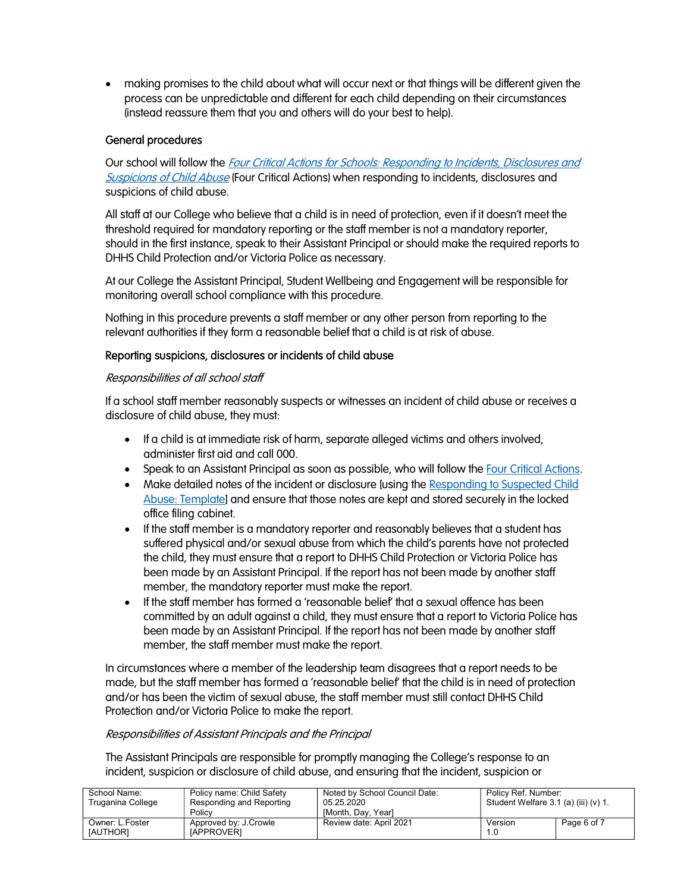- making promises to the child about what will occur next or that things will be different given the process can be unpredictable and different for each child depending on their circumstances (instead reassure them that you and others will do your best to help).

**General procedures**

Our school will follow the *Four Critical Actions for Schools: Responding to Incidents, Disclosures and Suspicions of Child Abuse* (Four Critical Actions) when responding to incidents, disclosures and suspicions of child abuse.

All staff at our College who believe that a child is in need of protection, even if it doesn't meet the threshold required for mandatory reporting or the staff member is not a mandatory reporter, should in the first instance, speak to their Assistant Principal or should make the required reports to DHHS Child Protection and/or Victoria Police as necessary.

At our College the Assistant Principal, Student Wellbeing and Engagement will be responsible for monitoring overall school compliance with this procedure.

Nothing in this procedure prevents a staff member or any other person from reporting to the relevant authorities if they form a reasonable belief that a child is at risk of abuse.

**Reporting suspicions, disclosures or incidents of child abuse**

*Responsibilities of all school staff*

If a school staff member reasonably suspects or witnesses an incident of child abuse or receives a disclosure of child abuse, they must:

- If a child is at immediate risk of harm, separate alleged victims and others involved, administer first aid and call 000.
- Speak to an Assistant Principal as soon as possible, who will follow the Four Critical Actions.
- Make detailed notes of the incident or disclosure [using the Responding to Suspected Child Abuse: Template] and ensure that those notes are kept and stored securely in the locked office filing cabinet.
- If the staff member is a mandatory reporter and reasonably believes that a student has suffered physical and/or sexual abuse from which the child's parents have not protected the child, they must ensure that a report to DHHS Child Protection or Victoria Police has been made by an Assistant Principal. If the report has not been made by another staff member, the mandatory reporter must make the report.
- If the staff member has formed a 'reasonable belief' that a sexual offence has been committed by an adult against a child, they must ensure that a report to Victoria Police has been made by an Assistant Principal. If the report has not been made by another staff member, the staff member must make the report.

In circumstances where a member of the leadership team disagrees that a report needs to be made, but the staff member has formed a 'reasonable belief' that the child is in need of protection and/or has been the victim of sexual abuse, the staff member must still contact DHHS Child Protection and/or Victoria Police to make the report.

*Responsibilities of Assistant Principals and the Principal*

The Assistant Principals are responsible for promptly managing the College's response to an incident, suspicion or disclosure of child abuse, and ensuring that the incident, suspicion or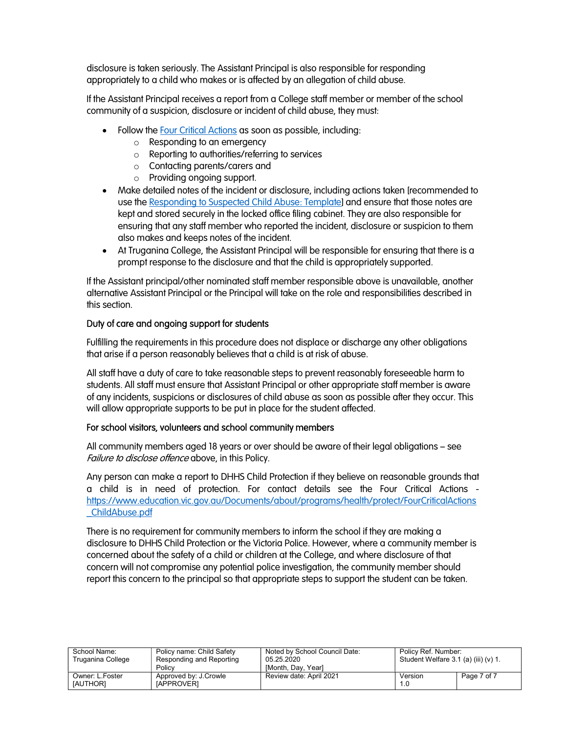disclosure is taken seriously. The Assistant Principal is also responsible for responding appropriately to a child who makes or is affected by an allegation of child abuse.

If the Assistant Principal receives a report from a College staff member or member of the school community of a suspicion, disclosure or incident of child abuse, they must:

- Follow the [Four Critical Actions](https://www.education.vic.gov.au/Documents/about/programs/health/protect/FourCriticalActions_ChildAbuse.pdf) as soon as possible, including:
  - Responding to an emergency
  - Reporting to authorities/referring to services
  - Contacting parents/carers and
  - Providing ongoing support.
- Make detailed notes of the incident or disclosure, including actions taken [recommended to use the Responding to Suspected Child Abuse: Template] and ensure that those notes are kept and stored securely in the locked office filing cabinet. They are also responsible for ensuring that any staff member who reported the incident, disclosure or suspicion to them also makes and keeps notes of the incident.
- At Truganina College, the Assistant Principal will be responsible for ensuring that there is a prompt response to the disclosure and that the child is appropriately supported.

If the Assistant principal/other nominated staff member responsible above is unavailable, another alternative Assistant Principal or the Principal will take on the role and responsibilities described in this section.

### Duty of care and ongoing support for students

Fulfilling the requirements in this procedure does not displace or discharge any other obligations that arise if a person reasonably believes that a child is at risk of abuse.

All staff have a duty of care to take reasonable steps to prevent reasonably foreseeable harm to students. All staff must ensure that Assistant Principal or other appropriate staff member is aware of any incidents, suspicions or disclosures of child abuse as soon as possible after they occur. This will allow appropriate supports to be put in place for the student affected.

### For school visitors, volunteers and school community members

All community members aged 18 years or over should be aware of their legal obligations – see *Failure to disclose offence* above, in this Policy.

Any person can make a report to DHHS Child Protection if they believe on reasonable grounds that a child is in need of protection. For contact details see the Four Critical Actions - https://www.education.vic.gov.au/Documents/about/programs/health/protect/FourCriticalActions_ChildAbuse.pdf

There is no requirement for community members to inform the school if they are making a disclosure to DHHS Child Protection or the Victoria Police. However, where a community member is concerned about the safety of a child or children at the College, and where disclosure of that concern will not compromise any potential police investigation, the community member should report this concern to the principal so that appropriate steps to support the student can be taken.